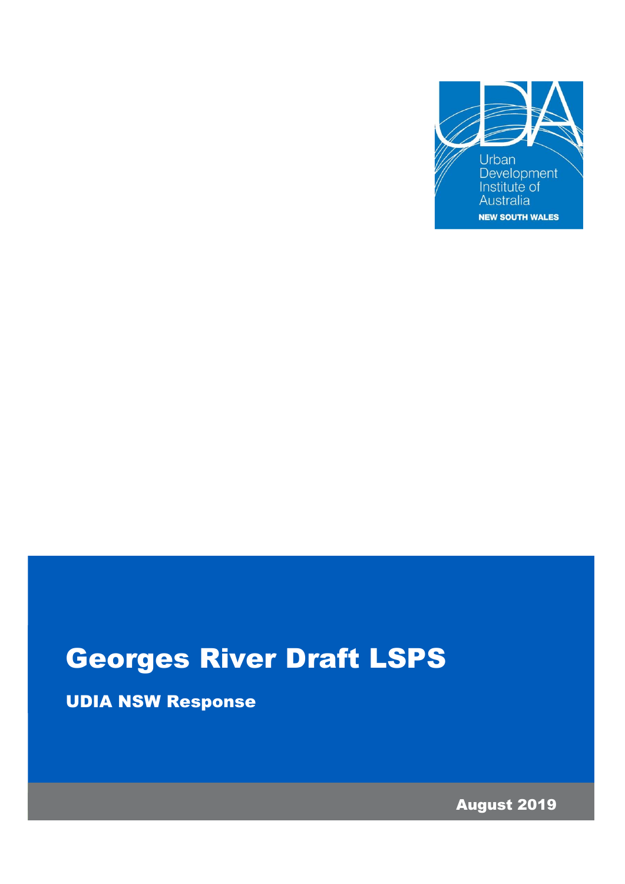Urban Development Institute of Australia

NEW SOUTH WALES

# Georges River Draft LSPS

## UDIA NSW Response

August 2019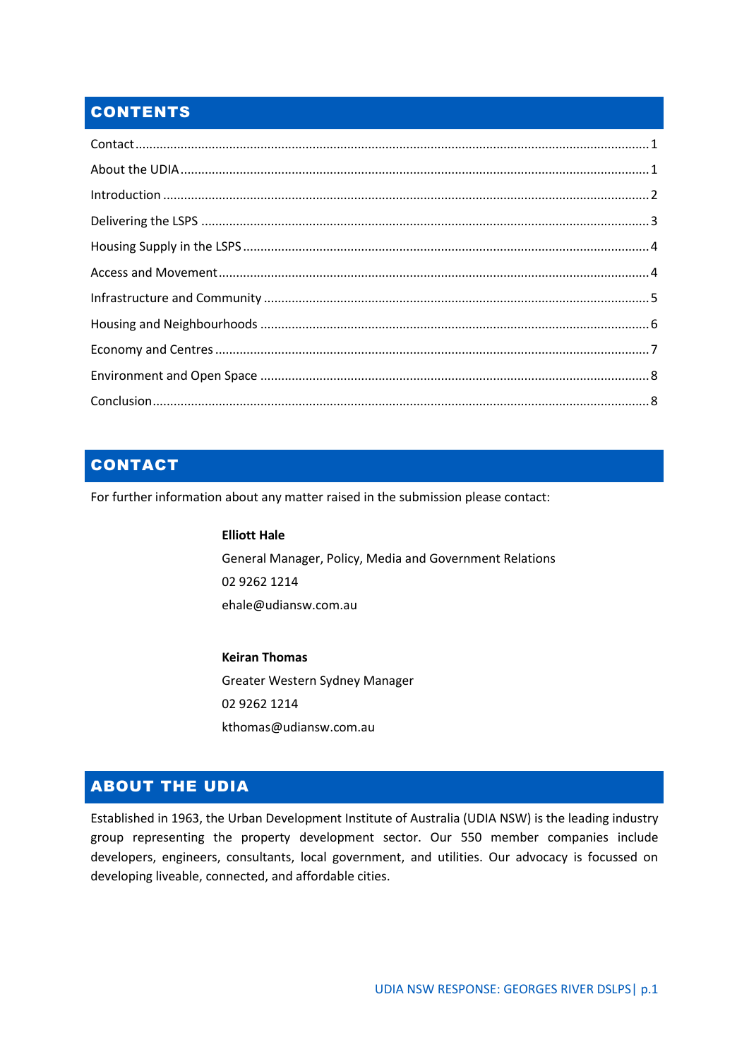## CONTENTS

Contact ........................................................................................................................................ 1

About the UDIA ............................................................................................................................ 1

Introduction ................................................................................................................................. 2

Delivering the LSPS ...................................................................................................................... 3

Housing Supply in the LSPS .......................................................................................................... 4

Access and Movement ................................................................................................................. 4

Infrastructure and Community ..................................................................................................... 5

Housing and Neighbourhoods ...................................................................................................... 6

Economy and Centres .................................................................................................................. 7

Environment and Open Space ...................................................................................................... 8

Conclusion .................................................................................................................................... 8

## CONTACT

For further information about any matter raised in the submission please contact:

**Elliott Hale**
General Manager, Policy, Media and Government Relations
02 9262 1214
ehale@udiansw.com.au

**Keiran Thomas**
Greater Western Sydney Manager
02 9262 1214
kthomas@udiansw.com.au

## ABOUT THE UDIA

Established in 1963, the Urban Development Institute of Australia (UDIA NSW) is the leading industry group representing the property development sector. Our 550 member companies include developers, engineers, consultants, local government, and utilities. Our advocacy is focussed on developing liveable, connected, and affordable cities.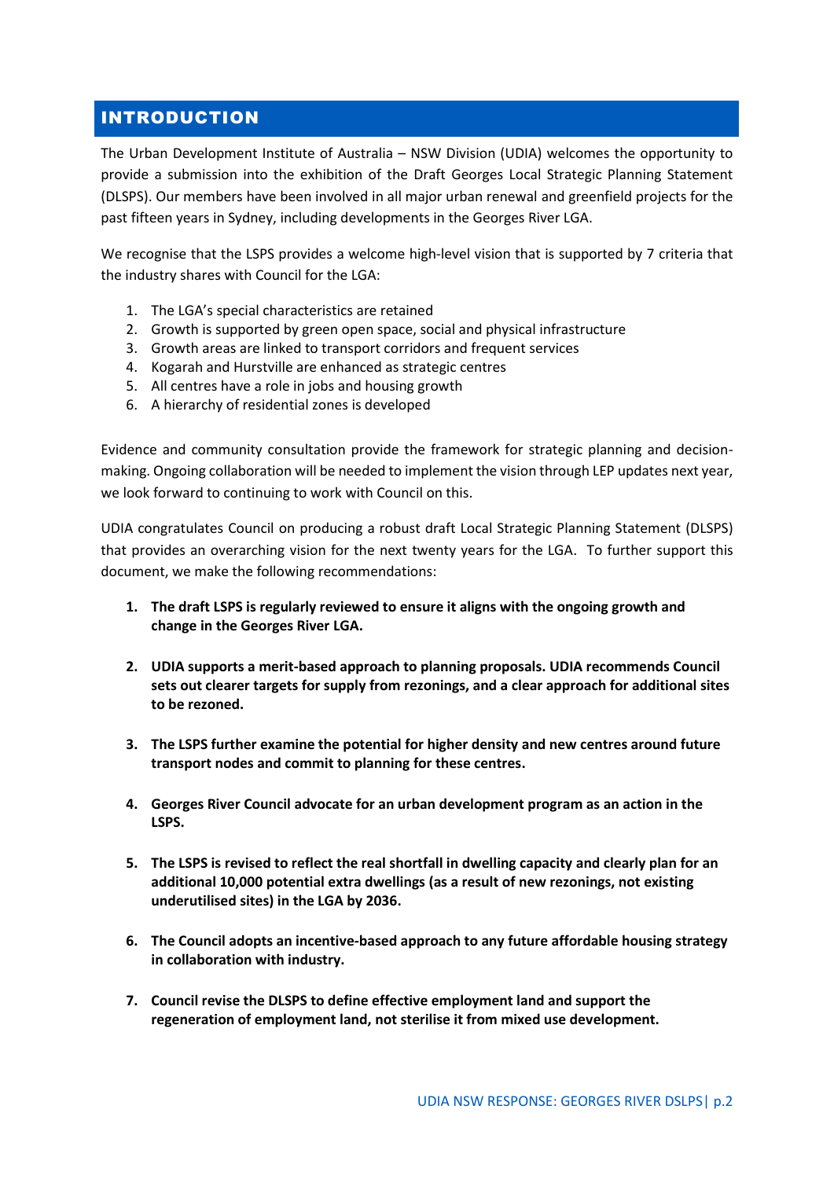## INTRODUCTION

The Urban Development Institute of Australia – NSW Division (UDIA) welcomes the opportunity to provide a submission into the exhibition of the Draft Georges Local Strategic Planning Statement (DLSPS). Our members have been involved in all major urban renewal and greenfield projects for the past fifteen years in Sydney, including developments in the Georges River LGA.

We recognise that the LSPS provides a welcome high-level vision that is supported by 7 criteria that the industry shares with Council for the LGA:

1. The LGA's special characteristics are retained
2. Growth is supported by green open space, social and physical infrastructure
3. Growth areas are linked to transport corridors and frequent services
4. Kogarah and Hurstville are enhanced as strategic centres
5. All centres have a role in jobs and housing growth
6. A hierarchy of residential zones is developed

Evidence and community consultation provide the framework for strategic planning and decision-making. Ongoing collaboration will be needed to implement the vision through LEP updates next year, we look forward to continuing to work with Council on this.

UDIA congratulates Council on producing a robust draft Local Strategic Planning Statement (DLSPS) that provides an overarching vision for the next twenty years for the LGA. To further support this document, we make the following recommendations:

1. **The draft LSPS is regularly reviewed to ensure it aligns with the ongoing growth and change in the Georges River LGA.**

2. **UDIA supports a merit-based approach to planning proposals. UDIA recommends Council sets out clearer targets for supply from rezonings, and a clear approach for additional sites to be rezoned.**

3. **The LSPS further examine the potential for higher density and new centres around future transport nodes and commit to planning for these centres.**

4. **Georges River Council advocate for an urban development program as an action in the LSPS.**

5. **The LSPS is revised to reflect the real shortfall in dwelling capacity and clearly plan for an additional 10,000 potential extra dwellings (as a result of new rezonings, not existing underutilised sites) in the LGA by 2036.**

6. **The Council adopts an incentive-based approach to any future affordable housing strategy in collaboration with industry.**

7. **Council revise the DLSPS to define effective employment land and support the regeneration of employment land, not sterilise it from mixed use development.**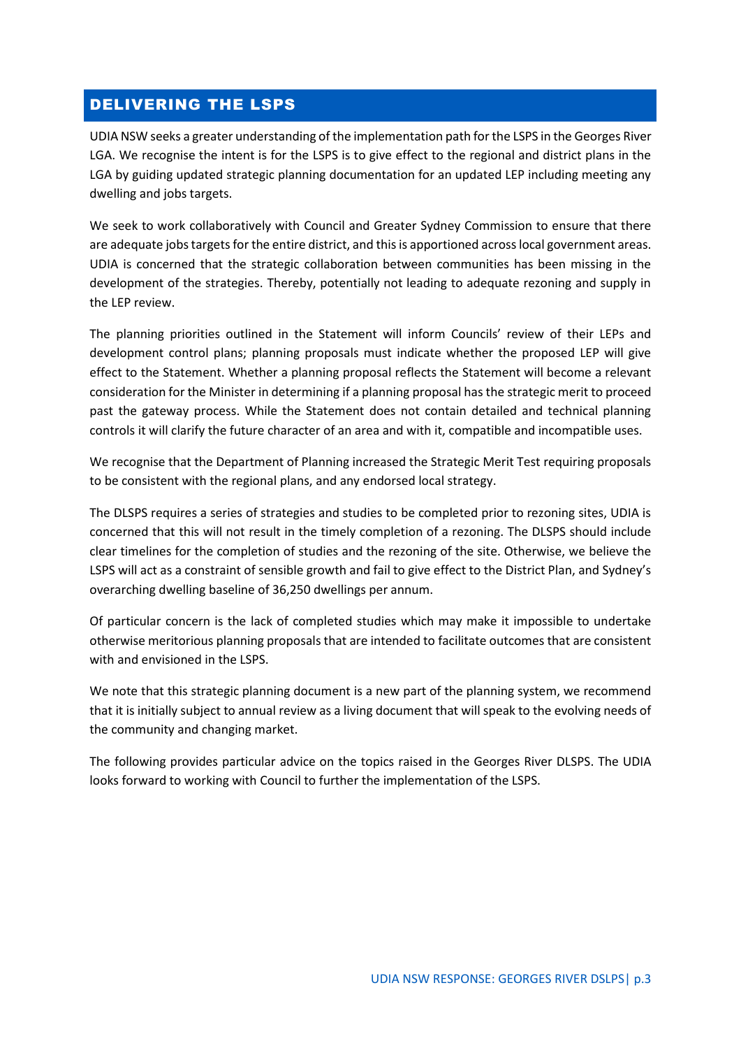## DELIVERING THE LSPS

UDIA NSW seeks a greater understanding of the implementation path for the LSPS in the Georges River LGA. We recognise the intent is for the LSPS is to give effect to the regional and district plans in the LGA by guiding updated strategic planning documentation for an updated LEP including meeting any dwelling and jobs targets.

We seek to work collaboratively with Council and Greater Sydney Commission to ensure that there are adequate jobs targets for the entire district, and this is apportioned across local government areas. UDIA is concerned that the strategic collaboration between communities has been missing in the development of the strategies. Thereby, potentially not leading to adequate rezoning and supply in the LEP review.

The planning priorities outlined in the Statement will inform Councils' review of their LEPs and development control plans; planning proposals must indicate whether the proposed LEP will give effect to the Statement. Whether a planning proposal reflects the Statement will become a relevant consideration for the Minister in determining if a planning proposal has the strategic merit to proceed past the gateway process. While the Statement does not contain detailed and technical planning controls it will clarify the future character of an area and with it, compatible and incompatible uses.

We recognise that the Department of Planning increased the Strategic Merit Test requiring proposals to be consistent with the regional plans, and any endorsed local strategy.

The DLSPS requires a series of strategies and studies to be completed prior to rezoning sites, UDIA is concerned that this will not result in the timely completion of a rezoning. The DLSPS should include clear timelines for the completion of studies and the rezoning of the site. Otherwise, we believe the LSPS will act as a constraint of sensible growth and fail to give effect to the District Plan, and Sydney's overarching dwelling baseline of 36,250 dwellings per annum.

Of particular concern is the lack of completed studies which may make it impossible to undertake otherwise meritorious planning proposals that are intended to facilitate outcomes that are consistent with and envisioned in the LSPS.

We note that this strategic planning document is a new part of the planning system, we recommend that it is initially subject to annual review as a living document that will speak to the evolving needs of the community and changing market.

The following provides particular advice on the topics raised in the Georges River DLSPS. The UDIA looks forward to working with Council to further the implementation of the LSPS.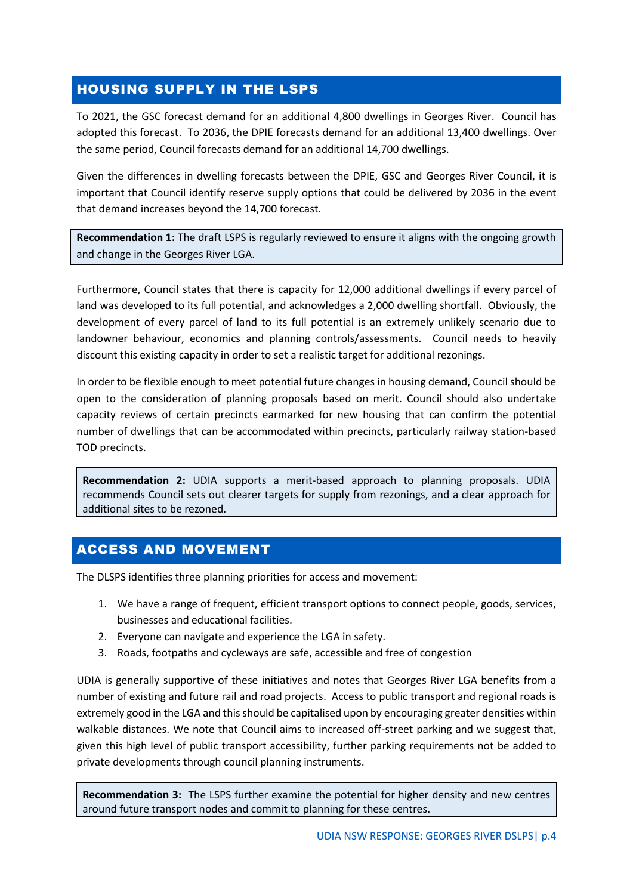## HOUSING SUPPLY IN THE LSPS

To 2021, the GSC forecast demand for an additional 4,800 dwellings in Georges River. Council has adopted this forecast. To 2036, the DPIE forecasts demand for an additional 13,400 dwellings. Over the same period, Council forecasts demand for an additional 14,700 dwellings.

Given the differences in dwelling forecasts between the DPIE, GSC and Georges River Council, it is important that Council identify reserve supply options that could be delivered by 2036 in the event that demand increases beyond the 14,700 forecast.

> **Recommendation 1:** The draft LSPS is regularly reviewed to ensure it aligns with the ongoing growth and change in the Georges River LGA.

Furthermore, Council states that there is capacity for 12,000 additional dwellings if every parcel of land was developed to its full potential, and acknowledges a 2,000 dwelling shortfall. Obviously, the development of every parcel of land to its full potential is an extremely unlikely scenario due to landowner behaviour, economics and planning controls/assessments. Council needs to heavily discount this existing capacity in order to set a realistic target for additional rezonings.

In order to be flexible enough to meet potential future changes in housing demand, Council should be open to the consideration of planning proposals based on merit. Council should also undertake capacity reviews of certain precincts earmarked for new housing that can confirm the potential number of dwellings that can be accommodated within precincts, particularly railway station-based TOD precincts.

> **Recommendation 2:** UDIA supports a merit-based approach to planning proposals. UDIA recommends Council sets out clearer targets for supply from rezonings, and a clear approach for additional sites to be rezoned.

## ACCESS AND MOVEMENT

The DLSPS identifies three planning priorities for access and movement:

1. We have a range of frequent, efficient transport options to connect people, goods, services, businesses and educational facilities.
2. Everyone can navigate and experience the LGA in safety.
3. Roads, footpaths and cycleways are safe, accessible and free of congestion

UDIA is generally supportive of these initiatives and notes that Georges River LGA benefits from a number of existing and future rail and road projects. Access to public transport and regional roads is extremely good in the LGA and this should be capitalised upon by encouraging greater densities within walkable distances. We note that Council aims to increased off-street parking and we suggest that, given this high level of public transport accessibility, further parking requirements not be added to private developments through council planning instruments.

> **Recommendation 3:** The LSPS further examine the potential for higher density and new centres around future transport nodes and commit to planning for these centres.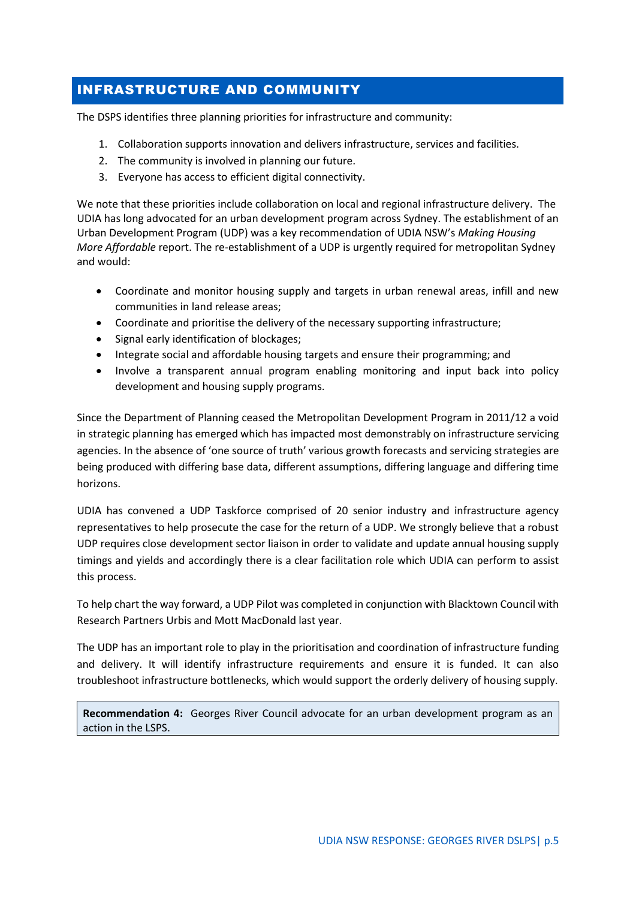## INFRASTRUCTURE AND COMMUNITY

The DSPS identifies three planning priorities for infrastructure and community:

1. Collaboration supports innovation and delivers infrastructure, services and facilities.
2. The community is involved in planning our future.
3. Everyone has access to efficient digital connectivity.

We note that these priorities include collaboration on local and regional infrastructure delivery. The UDIA has long advocated for an urban development program across Sydney. The establishment of an Urban Development Program (UDP) was a key recommendation of UDIA NSW's *Making Housing More Affordable* report. The re-establishment of a UDP is urgently required for metropolitan Sydney and would:

- Coordinate and monitor housing supply and targets in urban renewal areas, infill and new communities in land release areas;
- Coordinate and prioritise the delivery of the necessary supporting infrastructure;
- Signal early identification of blockages;
- Integrate social and affordable housing targets and ensure their programming; and
- Involve a transparent annual program enabling monitoring and input back into policy development and housing supply programs.

Since the Department of Planning ceased the Metropolitan Development Program in 2011/12 a void in strategic planning has emerged which has impacted most demonstrably on infrastructure servicing agencies. In the absence of 'one source of truth' various growth forecasts and servicing strategies are being produced with differing base data, different assumptions, differing language and differing time horizons.

UDIA has convened a UDP Taskforce comprised of 20 senior industry and infrastructure agency representatives to help prosecute the case for the return of a UDP. We strongly believe that a robust UDP requires close development sector liaison in order to validate and update annual housing supply timings and yields and accordingly there is a clear facilitation role which UDIA can perform to assist this process.

To help chart the way forward, a UDP Pilot was completed in conjunction with Blacktown Council with Research Partners Urbis and Mott MacDonald last year.

The UDP has an important role to play in the prioritisation and coordination of infrastructure funding and delivery. It will identify infrastructure requirements and ensure it is funded. It can also troubleshoot infrastructure bottlenecks, which would support the orderly delivery of housing supply.

**Recommendation 4:** Georges River Council advocate for an urban development program as an action in the LSPS.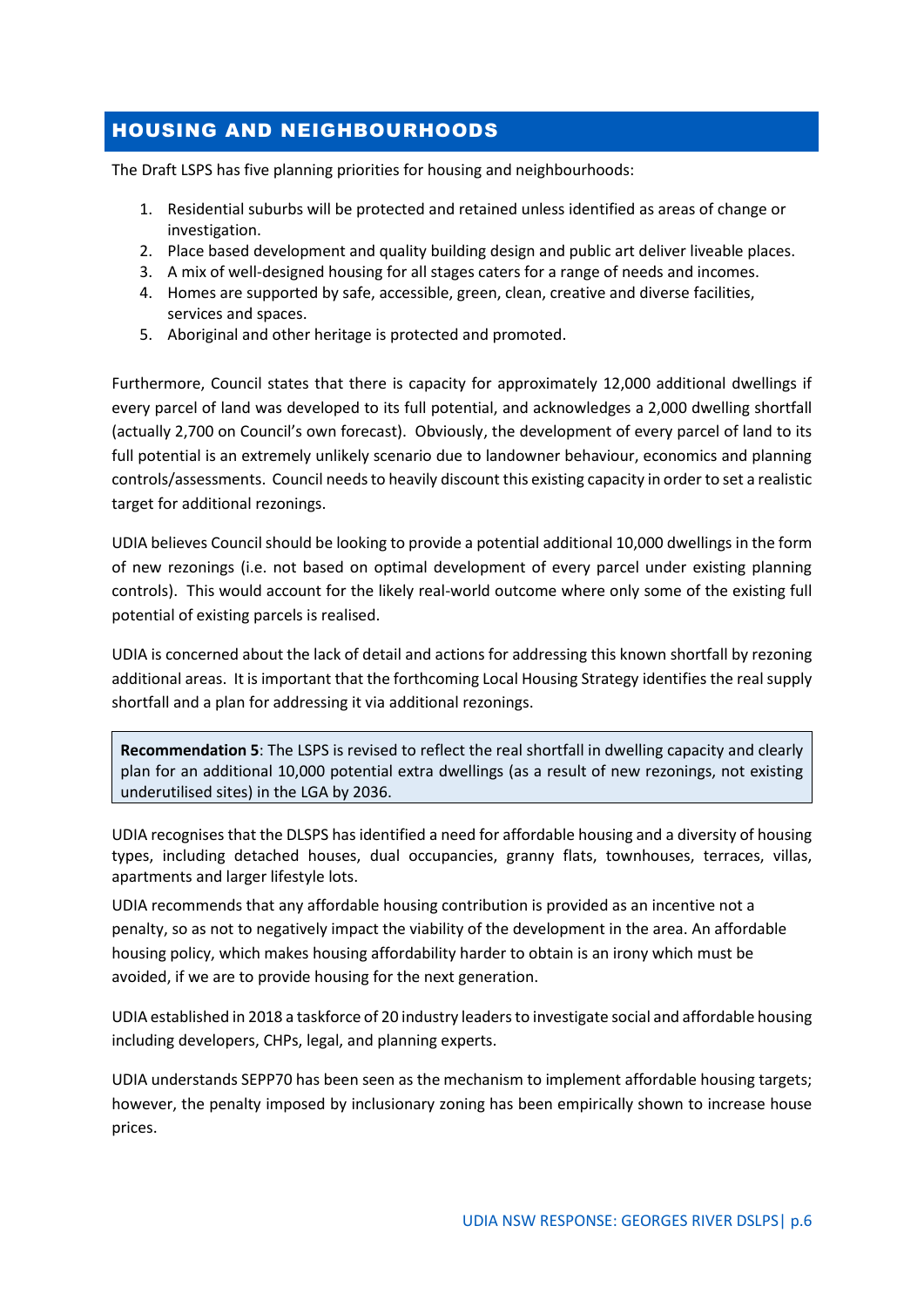## HOUSING AND NEIGHBOURHOODS

The Draft LSPS has five planning priorities for housing and neighbourhoods:

1. Residential suburbs will be protected and retained unless identified as areas of change or investigation.
2. Place based development and quality building design and public art deliver liveable places.
3. A mix of well-designed housing for all stages caters for a range of needs and incomes.
4. Homes are supported by safe, accessible, green, clean, creative and diverse facilities, services and spaces.
5. Aboriginal and other heritage is protected and promoted.

Furthermore, Council states that there is capacity for approximately 12,000 additional dwellings if every parcel of land was developed to its full potential, and acknowledges a 2,000 dwelling shortfall (actually 2,700 on Council's own forecast). Obviously, the development of every parcel of land to its full potential is an extremely unlikely scenario due to landowner behaviour, economics and planning controls/assessments. Council needs to heavily discount this existing capacity in order to set a realistic target for additional rezonings.

UDIA believes Council should be looking to provide a potential additional 10,000 dwellings in the form of new rezonings (i.e. not based on optimal development of every parcel under existing planning controls). This would account for the likely real-world outcome where only some of the existing full potential of existing parcels is realised.

UDIA is concerned about the lack of detail and actions for addressing this known shortfall by rezoning additional areas. It is important that the forthcoming Local Housing Strategy identifies the real supply shortfall and a plan for addressing it via additional rezonings.

> **Recommendation 5**: The LSPS is revised to reflect the real shortfall in dwelling capacity and clearly plan for an additional 10,000 potential extra dwellings (as a result of new rezonings, not existing underutilised sites) in the LGA by 2036.

UDIA recognises that the DLSPS has identified a need for affordable housing and a diversity of housing types, including detached houses, dual occupancies, granny flats, townhouses, terraces, villas, apartments and larger lifestyle lots.

UDIA recommends that any affordable housing contribution is provided as an incentive not a penalty, so as not to negatively impact the viability of the development in the area. An affordable housing policy, which makes housing affordability harder to obtain is an irony which must be avoided, if we are to provide housing for the next generation.

UDIA established in 2018 a taskforce of 20 industry leaders to investigate social and affordable housing including developers, CHPs, legal, and planning experts.

UDIA understands SEPP70 has been seen as the mechanism to implement affordable housing targets; however, the penalty imposed by inclusionary zoning has been empirically shown to increase house prices.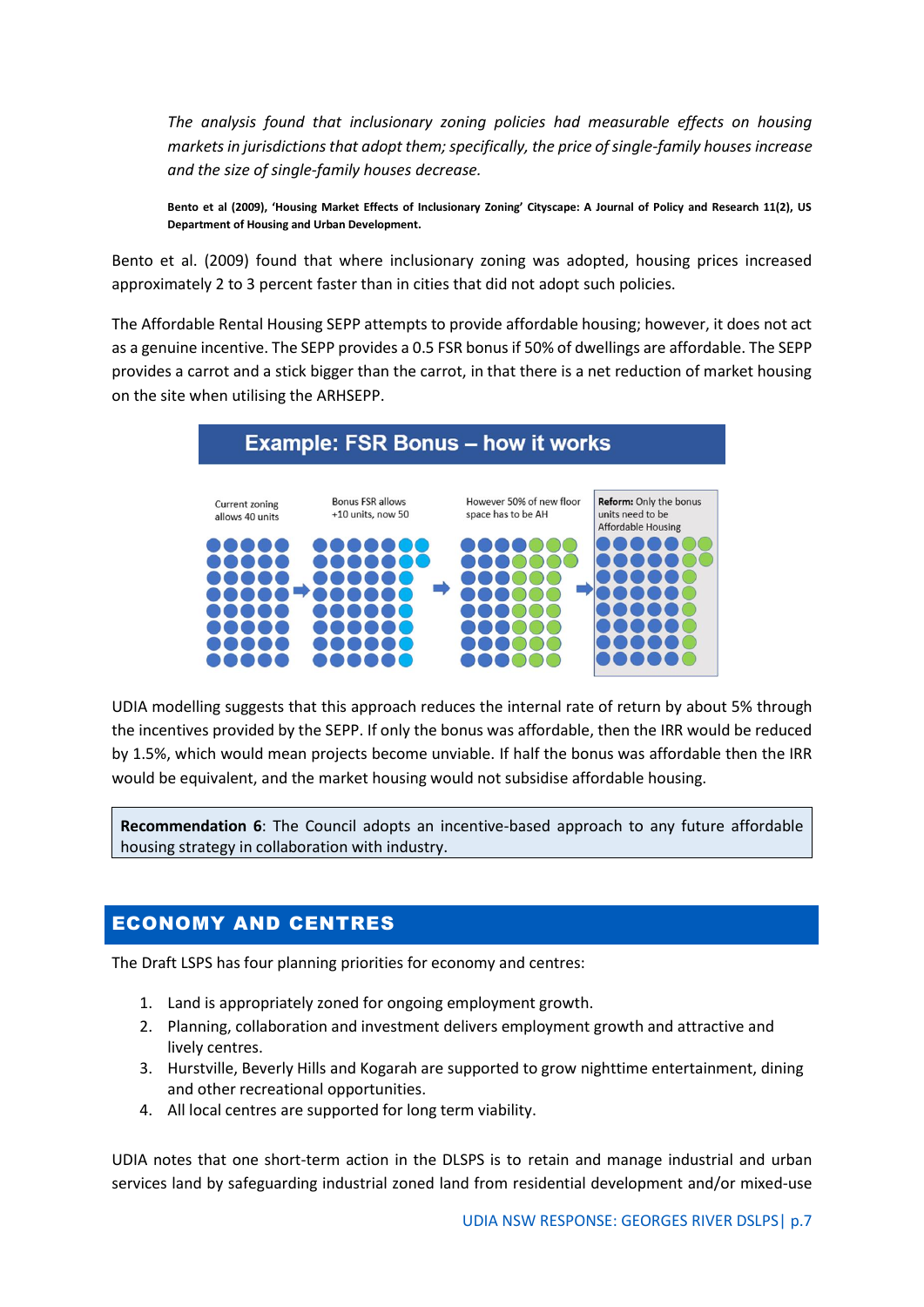*The analysis found that inclusionary zoning policies had measurable effects on housing markets in jurisdictions that adopt them; specifically, the price of single-family houses increase and the size of single-family houses decrease.*

**Bento et al (2009), 'Housing Market Effects of Inclusionary Zoning' Cityscape: A Journal of Policy and Research 11(2), US Department of Housing and Urban Development.**

Bento et al. (2009) found that where inclusionary zoning was adopted, housing prices increased approximately 2 to 3 percent faster than in cities that did not adopt such policies.

The Affordable Rental Housing SEPP attempts to provide affordable housing; however, it does not act as a genuine incentive. The SEPP provides a 0.5 FSR bonus if 50% of dwellings are affordable. The SEPP provides a carrot and a stick bigger than the carrot, in that there is a net reduction of market housing on the site when utilising the ARHSEPP.

**Example: FSR Bonus – how it works**

Current zoning allows 40 units → Bonus FSR allows +10 units, now 50 → However 50% of new floor space has to be AH → **Reform:** Only the bonus units need to be Affordable Housing

UDIA modelling suggests that this approach reduces the internal rate of return by about 5% through the incentives provided by the SEPP. If only the bonus was affordable, then the IRR would be reduced by 1.5%, which would mean projects become unviable. If half the bonus was affordable then the IRR would be equivalent, and the market housing would not subsidise affordable housing.

**Recommendation 6**: The Council adopts an incentive-based approach to any future affordable housing strategy in collaboration with industry.

## ECONOMY AND CENTRES

The Draft LSPS has four planning priorities for economy and centres:

1. Land is appropriately zoned for ongoing employment growth.
2. Planning, collaboration and investment delivers employment growth and attractive and lively centres.
3. Hurstville, Beverly Hills and Kogarah are supported to grow nighttime entertainment, dining and other recreational opportunities.
4. All local centres are supported for long term viability.

UDIA notes that one short-term action in the DLSPS is to retain and manage industrial and urban services land by safeguarding industrial zoned land from residential development and/or mixed-use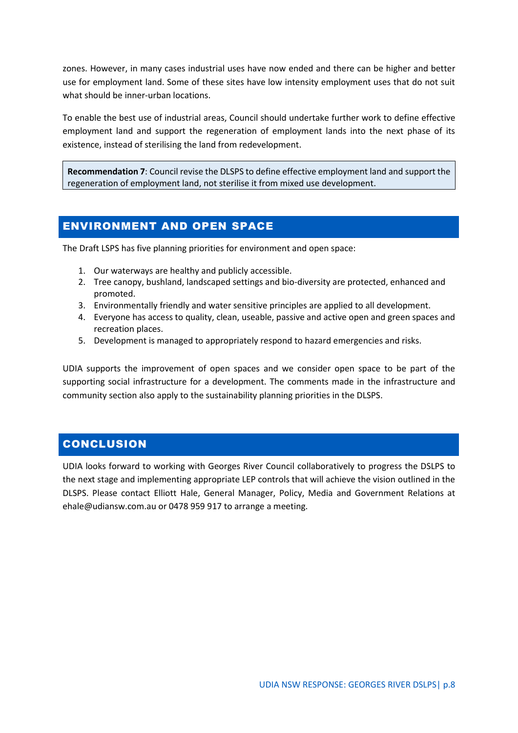zones. However, in many cases industrial uses have now ended and there can be higher and better use for employment land. Some of these sites have low intensity employment uses that do not suit what should be inner-urban locations.

To enable the best use of industrial areas, Council should undertake further work to define effective employment land and support the regeneration of employment lands into the next phase of its existence, instead of sterilising the land from redevelopment.

> **Recommendation 7**: Council revise the DLSPS to define effective employment land and support the regeneration of employment land, not sterilise it from mixed use development.

## ENVIRONMENT AND OPEN SPACE

The Draft LSPS has five planning priorities for environment and open space:

1. Our waterways are healthy and publicly accessible.
2. Tree canopy, bushland, landscaped settings and bio-diversity are protected, enhanced and promoted.
3. Environmentally friendly and water sensitive principles are applied to all development.
4. Everyone has access to quality, clean, useable, passive and active open and green spaces and recreation places.
5. Development is managed to appropriately respond to hazard emergencies and risks.

UDIA supports the improvement of open spaces and we consider open space to be part of the supporting social infrastructure for a development. The comments made in the infrastructure and community section also apply to the sustainability planning priorities in the DLSPS.

## CONCLUSION

UDIA looks forward to working with Georges River Council collaboratively to progress the DSLPS to the next stage and implementing appropriate LEP controls that will achieve the vision outlined in the DLSPS. Please contact Elliott Hale, General Manager, Policy, Media and Government Relations at ehale@udiansw.com.au or 0478 959 917 to arrange a meeting.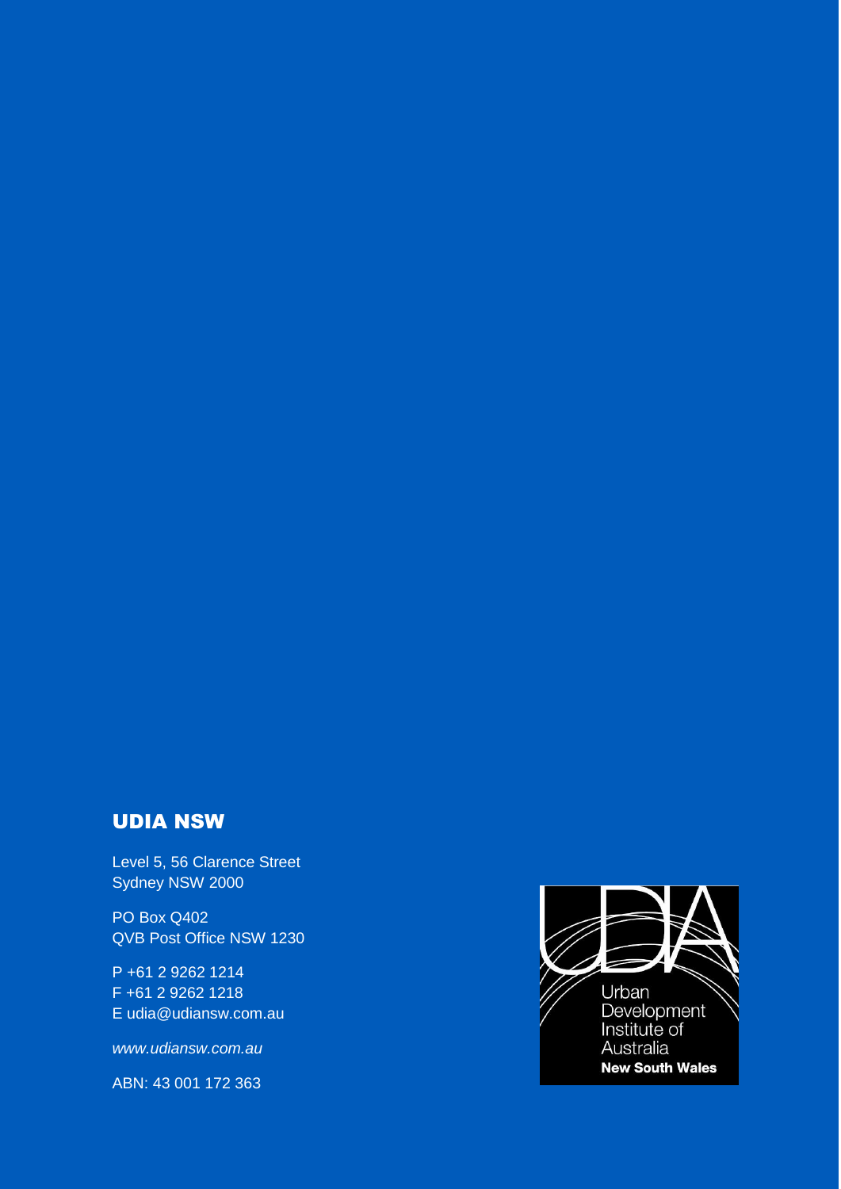## UDIA NSW

Level 5, 56 Clarence Street
Sydney NSW 2000

PO Box Q402
QVB Post Office NSW 1230

P +61 2 9262 1214
F +61 2 9262 1218
E udia@udiansw.com.au

*www.udiansw.com.au*

ABN: 43 001 172 363

UDIA
Urban Development Institute of Australia
**New South Wales**